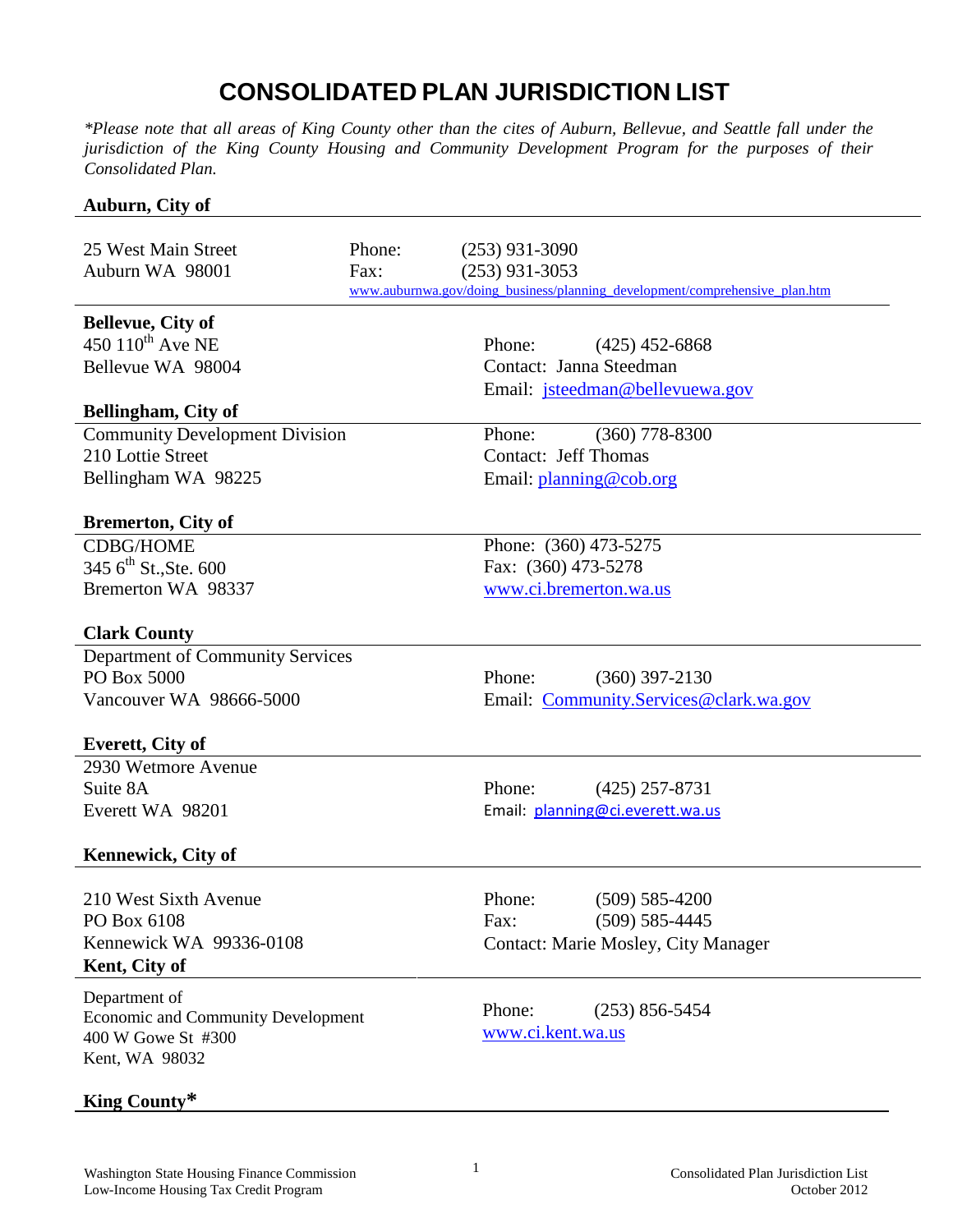# CONSOLIDATED PLAN JURISDICTION LIST

*\*Please note that all areas of King County other than the cites of Auburn, Bellevue, and Seattle fall under the jurisdiction of the King County Housing and Community Development Program for the purposes of their Consolidated Plan.*

**Auburn, City of**

25 West Main Street
Auburn WA 98001

Phone: (253) 931-3090
Fax: (253) 931-3053
www.auburnwa.gov/doing_business/planning_development/comprehensive_plan.htm

**Bellevue, City of**

450 110th Ave NE
Bellevue WA 98004

Phone: (425) 452-6868
Contact: Janna Steedman
Email: jsteedman@bellevuewa.gov

**Bellingham, City of**

Community Development Division
210 Lottie Street
Bellingham WA 98225

Phone: (360) 778-8300
Contact: Jeff Thomas
Email: planning@cob.org

**Bremerton, City of**

CDBG/HOME
345 6th St.,Ste. 600
Bremerton WA 98337

Phone: (360) 473-5275
Fax: (360) 473-5278
www.ci.bremerton.wa.us

**Clark County**

Department of Community Services
PO Box 5000
Vancouver WA 98666-5000

Phone: (360) 397-2130
Email: Community.Services@clark.wa.gov

**Everett, City of**

2930 Wetmore Avenue
Suite 8A
Everett WA 98201

Phone: (425) 257-8731
Email: planning@ci.everett.wa.us

**Kennewick, City of**

210 West Sixth Avenue
PO Box 6108
Kennewick WA 99336-0108

Phone: (509) 585-4200
Fax: (509) 585-4445
Contact: Marie Mosley, City Manager

**Kent, City of**

Department of
Economic and Community Development
400 W Gowe St #300
Kent, WA 98032

Phone: (253) 856-5454
www.ci.kent.wa.us

**King County***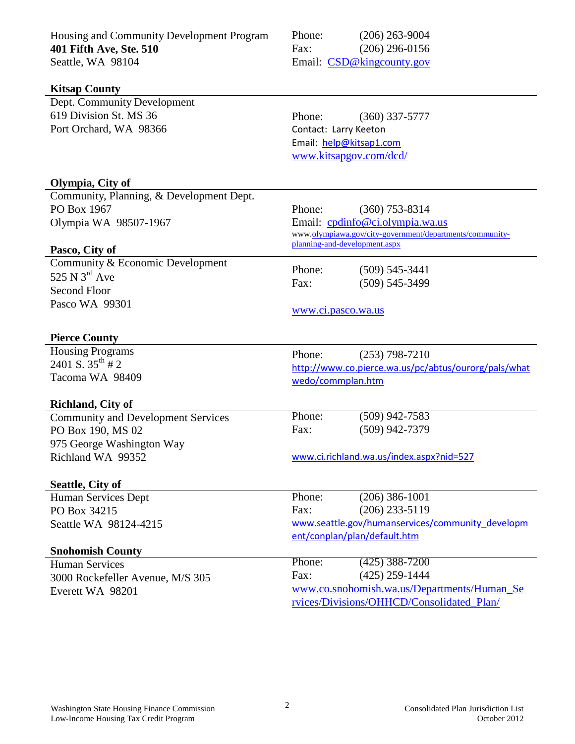Housing and Community Development Program
**401 Fifth Ave, Ste. 510**
Seattle, WA 98104

Phone: (206) 263-9004
Fax: (206) 296-0156
Email: CSD@kingcounty.gov

### Kitsap County

Dept. Community Development
619 Division St. MS 36
Port Orchard, WA 98366

Phone: (360) 337-5777
Contact: Larry Keeton
Email: help@kitsap1.com
www.kitsapgov.com/dcd/

### Olympia, City of

Community, Planning, & Development Dept.
PO Box 1967
Olympia WA 98507-1967

Phone: (360) 753-8314
Email: cpdinfo@ci.olympia.wa.us
www.olympiawa.gov/city-government/departments/community-planning-and-development.aspx

### Pasco, City of

Community & Economic Development
525 N 3rd Ave
Second Floor
Pasco WA 99301

Phone: (509) 545-3441
Fax: (509) 545-3499

www.ci.pasco.wa.us

### Pierce County

Housing Programs
2401 S. 35th # 2
Tacoma WA 98409

Phone: (253) 798-7210
http://www.co.pierce.wa.us/pc/abtus/ourorg/pals/whatwedo/commplan.htm

### Richland, City of

Community and Development Services
PO Box 190, MS 02
975 George Washington Way
Richland WA 99352

Phone: (509) 942-7583
Fax: (509) 942-7379

www.ci.richland.wa.us/index.aspx?nid=527

### Seattle, City of

Human Services Dept
PO Box 34215
Seattle WA 98124-4215

Phone: (206) 386-1001
Fax: (206) 233-5119
www.seattle.gov/humanservices/community_development/conplan/plan/default.htm

### Snohomish County

Human Services
3000 Rockefeller Avenue, M/S 305
Everett WA 98201

Phone: (425) 388-7200
Fax: (425) 259-1444
www.co.snohomish.wa.us/Departments/Human_Services/Divisions/OHHCD/Consolidated_Plan/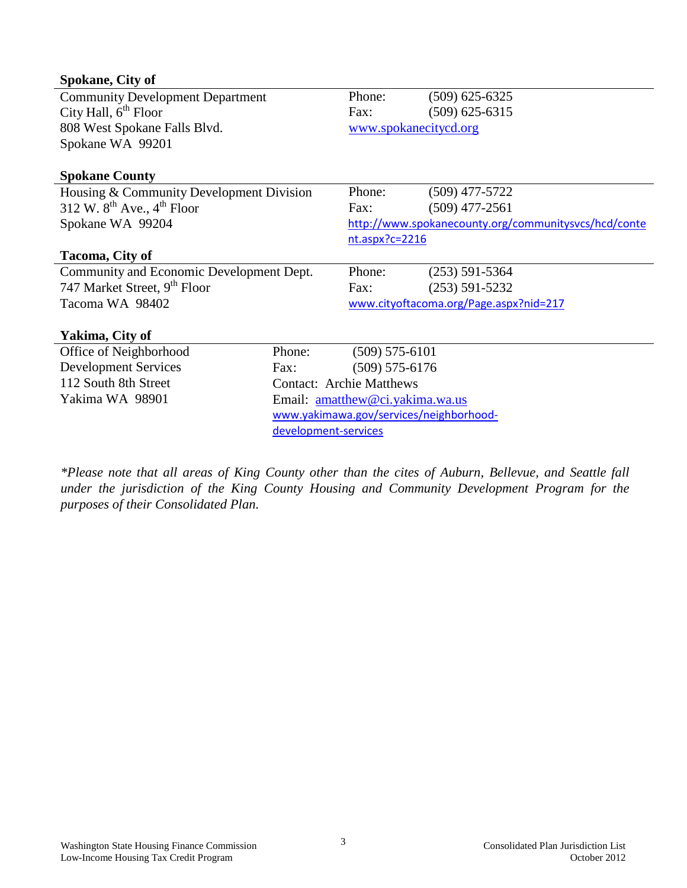**Spokane, City of**

Community Development Department
City Hall, 6th Floor
808 West Spokane Falls Blvd.
Spokane WA 99201

Phone: (509) 625-6325
Fax: (509) 625-6315
www.spokanecitycd.org

**Spokane County**

Housing & Community Development Division
312 W. 8th Ave., 4th Floor
Spokane WA 99204

Phone: (509) 477-5722
Fax: (509) 477-2561
http://www.spokanecounty.org/communitysvcs/hcd/content.aspx?c=2216

**Tacoma, City of**

Community and Economic Development Dept.
747 Market Street, 9th Floor
Tacoma WA 98402

Phone: (253) 591-5364
Fax: (253) 591-5232
www.cityoftacoma.org/Page.aspx?nid=217

**Yakima, City of**

Office of Neighborhood Development Services
112 South 8th Street
Yakima WA 98901

Phone: (509) 575-6101
Fax: (509) 575-6176
Contact: Archie Matthews
Email: amatthew@ci.yakima.wa.us
www.yakimawa.gov/services/neighborhood-development-services

*\*Please note that all areas of King County other than the cites of Auburn, Bellevue, and Seattle fall under the jurisdiction of the King County Housing and Community Development Program for the purposes of their Consolidated Plan.*